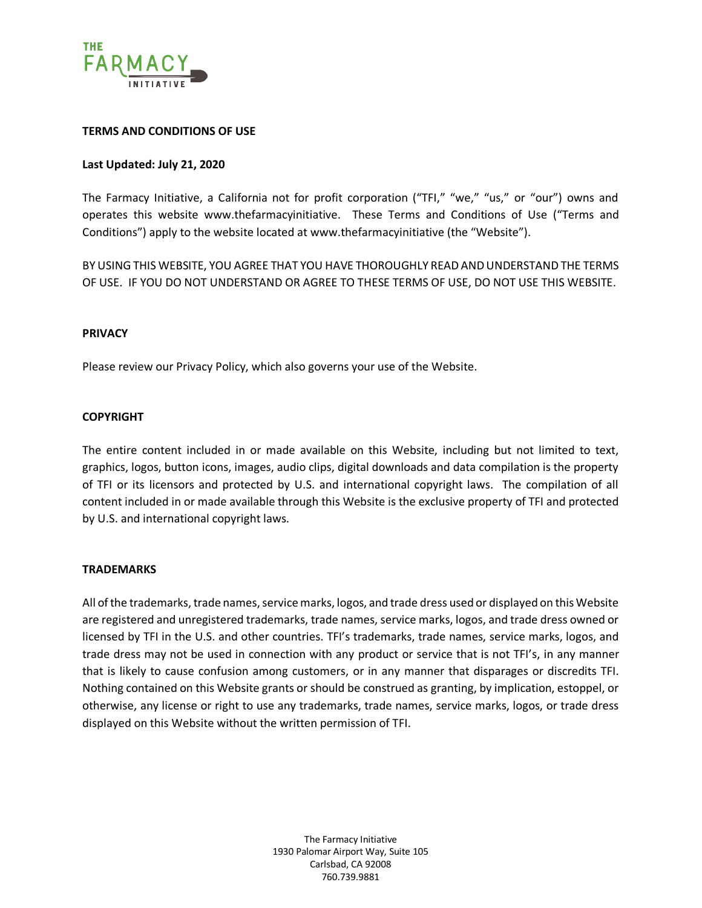**TERMS AND CONDITIONS OF USE**

**Last Updated: July 21, 2020**

The Farmacy Initiative, a California not for profit corporation ("TFI," "we," "us," or "our") owns and operates this website www.thefarmacyinitiative. These Terms and Conditions of Use ("Terms and Conditions") apply to the website located at www.thefarmacyinitiative (the "Website").

BY USING THIS WEBSITE, YOU AGREE THAT YOU HAVE THOROUGHLY READ AND UNDERSTAND THE TERMS OF USE. IF YOU DO NOT UNDERSTAND OR AGREE TO THESE TERMS OF USE, DO NOT USE THIS WEBSITE.

**PRIVACY**

Please review our Privacy Policy, which also governs your use of the Website.

**COPYRIGHT**

The entire content included in or made available on this Website, including but not limited to text, graphics, logos, button icons, images, audio clips, digital downloads and data compilation is the property of TFI or its licensors and protected by U.S. and international copyright laws. The compilation of all content included in or made available through this Website is the exclusive property of TFI and protected by U.S. and international copyright laws.

**TRADEMARKS**

All of the trademarks, trade names, service marks, logos, and trade dress used or displayed on this Website are registered and unregistered trademarks, trade names, service marks, logos, and trade dress owned or licensed by TFI in the U.S. and other countries. TFI's trademarks, trade names, service marks, logos, and trade dress may not be used in connection with any product or service that is not TFI's, in any manner that is likely to cause confusion among customers, or in any manner that disparages or discredits TFI. Nothing contained on this Website grants or should be construed as granting, by implication, estoppel, or otherwise, any license or right to use any trademarks, trade names, service marks, logos, or trade dress displayed on this Website without the written permission of TFI.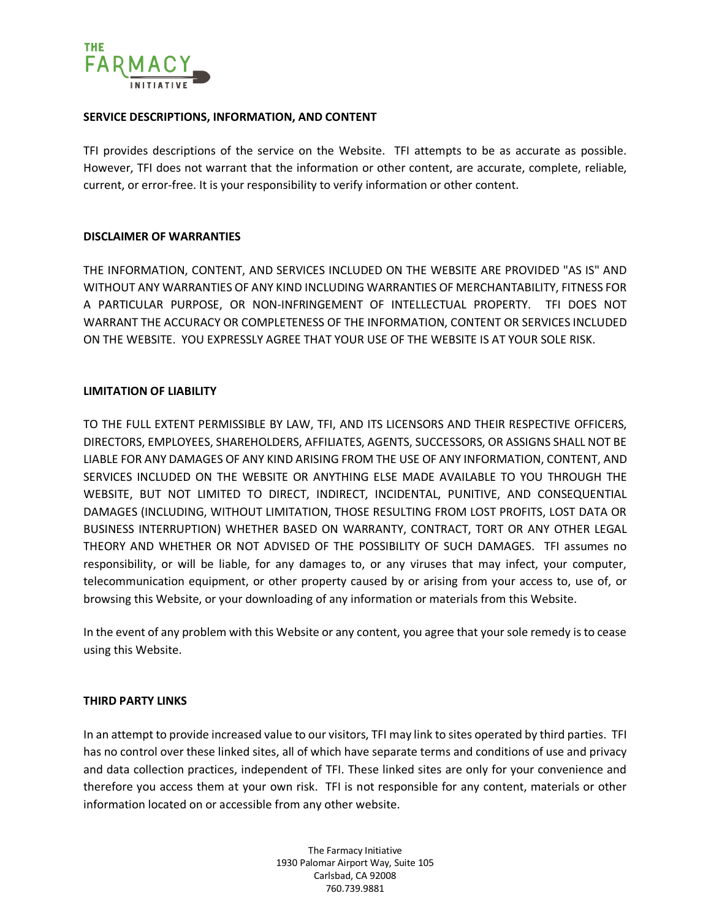**SERVICE DESCRIPTIONS, INFORMATION, AND CONTENT**

TFI provides descriptions of the service on the Website. TFI attempts to be as accurate as possible. However, TFI does not warrant that the information or other content, are accurate, complete, reliable, current, or error-free. It is your responsibility to verify information or other content.

**DISCLAIMER OF WARRANTIES**

THE INFORMATION, CONTENT, AND SERVICES INCLUDED ON THE WEBSITE ARE PROVIDED "AS IS" AND WITHOUT ANY WARRANTIES OF ANY KIND INCLUDING WARRANTIES OF MERCHANTABILITY, FITNESS FOR A PARTICULAR PURPOSE, OR NON-INFRINGEMENT OF INTELLECTUAL PROPERTY. TFI DOES NOT WARRANT THE ACCURACY OR COMPLETENESS OF THE INFORMATION, CONTENT OR SERVICES INCLUDED ON THE WEBSITE. YOU EXPRESSLY AGREE THAT YOUR USE OF THE WEBSITE IS AT YOUR SOLE RISK.

**LIMITATION OF LIABILITY**

TO THE FULL EXTENT PERMISSIBLE BY LAW, TFI, AND ITS LICENSORS AND THEIR RESPECTIVE OFFICERS, DIRECTORS, EMPLOYEES, SHAREHOLDERS, AFFILIATES, AGENTS, SUCCESSORS, OR ASSIGNS SHALL NOT BE LIABLE FOR ANY DAMAGES OF ANY KIND ARISING FROM THE USE OF ANY INFORMATION, CONTENT, AND SERVICES INCLUDED ON THE WEBSITE OR ANYTHING ELSE MADE AVAILABLE TO YOU THROUGH THE WEBSITE, BUT NOT LIMITED TO DIRECT, INDIRECT, INCIDENTAL, PUNITIVE, AND CONSEQUENTIAL DAMAGES (INCLUDING, WITHOUT LIMITATION, THOSE RESULTING FROM LOST PROFITS, LOST DATA OR BUSINESS INTERRUPTION) WHETHER BASED ON WARRANTY, CONTRACT, TORT OR ANY OTHER LEGAL THEORY AND WHETHER OR NOT ADVISED OF THE POSSIBILITY OF SUCH DAMAGES. TFI assumes no responsibility, or will be liable, for any damages to, or any viruses that may infect, your computer, telecommunication equipment, or other property caused by or arising from your access to, use of, or browsing this Website, or your downloading of any information or materials from this Website.

In the event of any problem with this Website or any content, you agree that your sole remedy is to cease using this Website.

**THIRD PARTY LINKS**

In an attempt to provide increased value to our visitors, TFI may link to sites operated by third parties. TFI has no control over these linked sites, all of which have separate terms and conditions of use and privacy and data collection practices, independent of TFI. These linked sites are only for your convenience and therefore you access them at your own risk. TFI is not responsible for any content, materials or other information located on or accessible from any other website.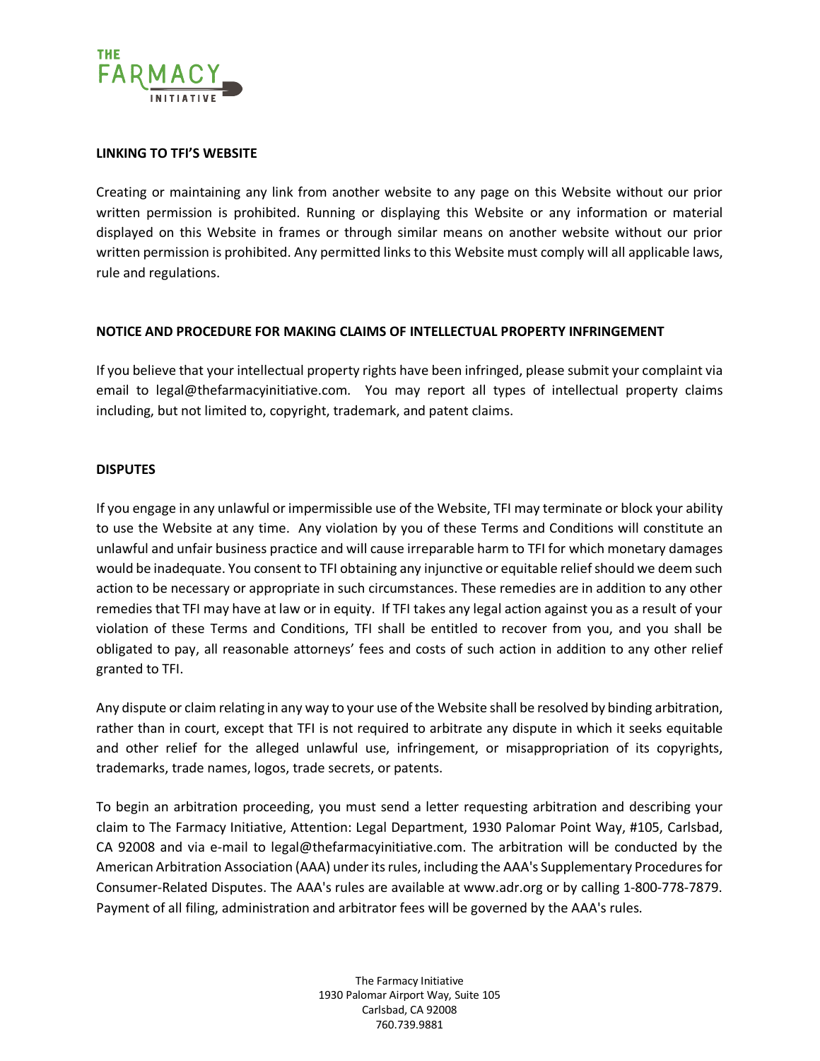## LINKING TO TFI'S WEBSITE

Creating or maintaining any link from another website to any page on this Website without our prior written permission is prohibited. Running or displaying this Website or any information or material displayed on this Website in frames or through similar means on another website without our prior written permission is prohibited. Any permitted links to this Website must comply will all applicable laws, rule and regulations.

## NOTICE AND PROCEDURE FOR MAKING CLAIMS OF INTELLECTUAL PROPERTY INFRINGEMENT

If you believe that your intellectual property rights have been infringed, please submit your complaint via email to legal@thefarmacyinitiative.com. You may report all types of intellectual property claims including, but not limited to, copyright, trademark, and patent claims.

## DISPUTES

If you engage in any unlawful or impermissible use of the Website, TFI may terminate or block your ability to use the Website at any time. Any violation by you of these Terms and Conditions will constitute an unlawful and unfair business practice and will cause irreparable harm to TFI for which monetary damages would be inadequate. You consent to TFI obtaining any injunctive or equitable relief should we deem such action to be necessary or appropriate in such circumstances. These remedies are in addition to any other remedies that TFI may have at law or in equity. If TFI takes any legal action against you as a result of your violation of these Terms and Conditions, TFI shall be entitled to recover from you, and you shall be obligated to pay, all reasonable attorneys' fees and costs of such action in addition to any other relief granted to TFI.

Any dispute or claim relating in any way to your use of the Website shall be resolved by binding arbitration, rather than in court, except that TFI is not required to arbitrate any dispute in which it seeks equitable and other relief for the alleged unlawful use, infringement, or misappropriation of its copyrights, trademarks, trade names, logos, trade secrets, or patents.

To begin an arbitration proceeding, you must send a letter requesting arbitration and describing your claim to The Farmacy Initiative, Attention: Legal Department, 1930 Palomar Point Way, #105, Carlsbad, CA 92008 and via e-mail to legal@thefarmacyinitiative.com. The arbitration will be conducted by the American Arbitration Association (AAA) under its rules, including the AAA's Supplementary Procedures for Consumer-Related Disputes. The AAA's rules are available at www.adr.org or by calling 1-800-778-7879. Payment of all filing, administration and arbitrator fees will be governed by the AAA's rules.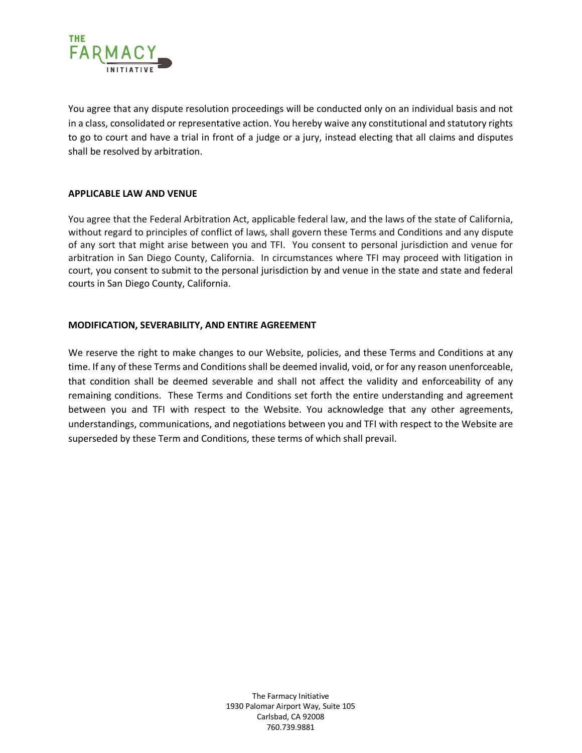You agree that any dispute resolution proceedings will be conducted only on an individual basis and not in a class, consolidated or representative action. You hereby waive any constitutional and statutory rights to go to court and have a trial in front of a judge or a jury, instead electing that all claims and disputes shall be resolved by arbitration.

**APPLICABLE LAW AND VENUE**

You agree that the Federal Arbitration Act, applicable federal law, and the laws of the state of California, without regard to principles of conflict of laws, shall govern these Terms and Conditions and any dispute of any sort that might arise between you and TFI. You consent to personal jurisdiction and venue for arbitration in San Diego County, California. In circumstances where TFI may proceed with litigation in court, you consent to submit to the personal jurisdiction by and venue in the state and state and federal courts in San Diego County, California.

**MODIFICATION, SEVERABILITY, AND ENTIRE AGREEMENT**

We reserve the right to make changes to our Website, policies, and these Terms and Conditions at any time. If any of these Terms and Conditions shall be deemed invalid, void, or for any reason unenforceable, that condition shall be deemed severable and shall not affect the validity and enforceability of any remaining conditions. These Terms and Conditions set forth the entire understanding and agreement between you and TFI with respect to the Website. You acknowledge that any other agreements, understandings, communications, and negotiations between you and TFI with respect to the Website are superseded by these Term and Conditions, these terms of which shall prevail.